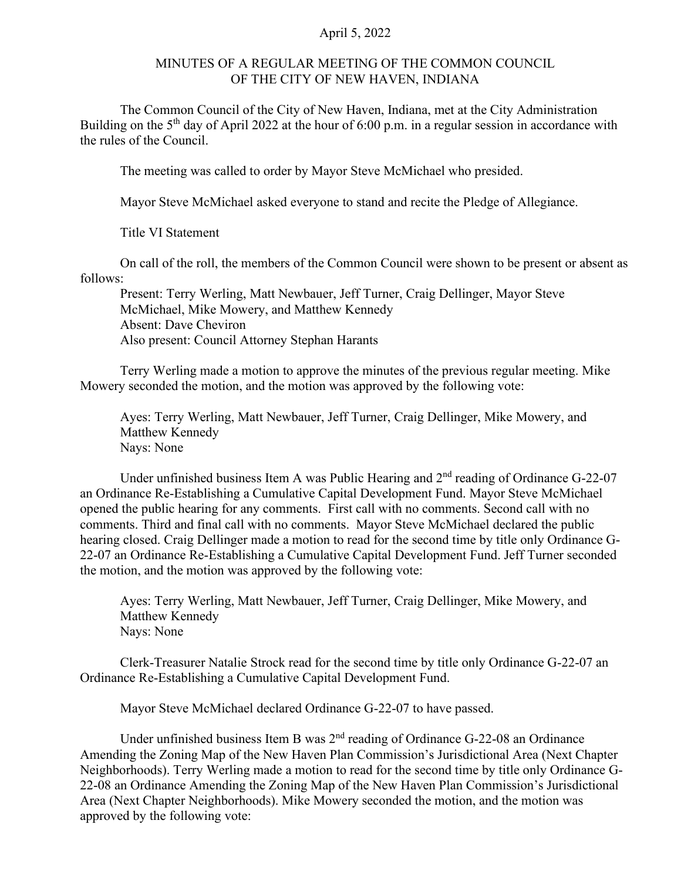April 5, 2022

MINUTES OF A REGULAR MEETING OF THE COMMON COUNCIL
OF THE CITY OF NEW HAVEN, INDIANA

The Common Council of the City of New Haven, Indiana, met at the City Administration Building on the 5th day of April 2022 at the hour of 6:00 p.m. in a regular session in accordance with the rules of the Council.

The meeting was called to order by Mayor Steve McMichael who presided.

Mayor Steve McMichael asked everyone to stand and recite the Pledge of Allegiance.

Title VI Statement

On call of the roll, the members of the Common Council were shown to be present or absent as follows:

Present: Terry Werling, Matt Newbauer, Jeff Turner, Craig Dellinger, Mayor Steve McMichael, Mike Mowery, and Matthew Kennedy
Absent: Dave Cheviron
Also present: Council Attorney Stephan Harants

Terry Werling made a motion to approve the minutes of the previous regular meeting. Mike Mowery seconded the motion, and the motion was approved by the following vote:

Ayes: Terry Werling, Matt Newbauer, Jeff Turner, Craig Dellinger, Mike Mowery, and Matthew Kennedy
Nays: None

Under unfinished business Item A was Public Hearing and 2nd reading of Ordinance G-22-07 an Ordinance Re-Establishing a Cumulative Capital Development Fund. Mayor Steve McMichael opened the public hearing for any comments. First call with no comments. Second call with no comments. Third and final call with no comments. Mayor Steve McMichael declared the public hearing closed. Craig Dellinger made a motion to read for the second time by title only Ordinance G-22-07 an Ordinance Re-Establishing a Cumulative Capital Development Fund. Jeff Turner seconded the motion, and the motion was approved by the following vote:

Ayes: Terry Werling, Matt Newbauer, Jeff Turner, Craig Dellinger, Mike Mowery, and Matthew Kennedy
Nays: None

Clerk-Treasurer Natalie Strock read for the second time by title only Ordinance G-22-07 an Ordinance Re-Establishing a Cumulative Capital Development Fund.

Mayor Steve McMichael declared Ordinance G-22-07 to have passed.

Under unfinished business Item B was 2nd reading of Ordinance G-22-08 an Ordinance Amending the Zoning Map of the New Haven Plan Commission's Jurisdictional Area (Next Chapter Neighborhoods). Terry Werling made a motion to read for the second time by title only Ordinance G-22-08 an Ordinance Amending the Zoning Map of the New Haven Plan Commission's Jurisdictional Area (Next Chapter Neighborhoods). Mike Mowery seconded the motion, and the motion was approved by the following vote: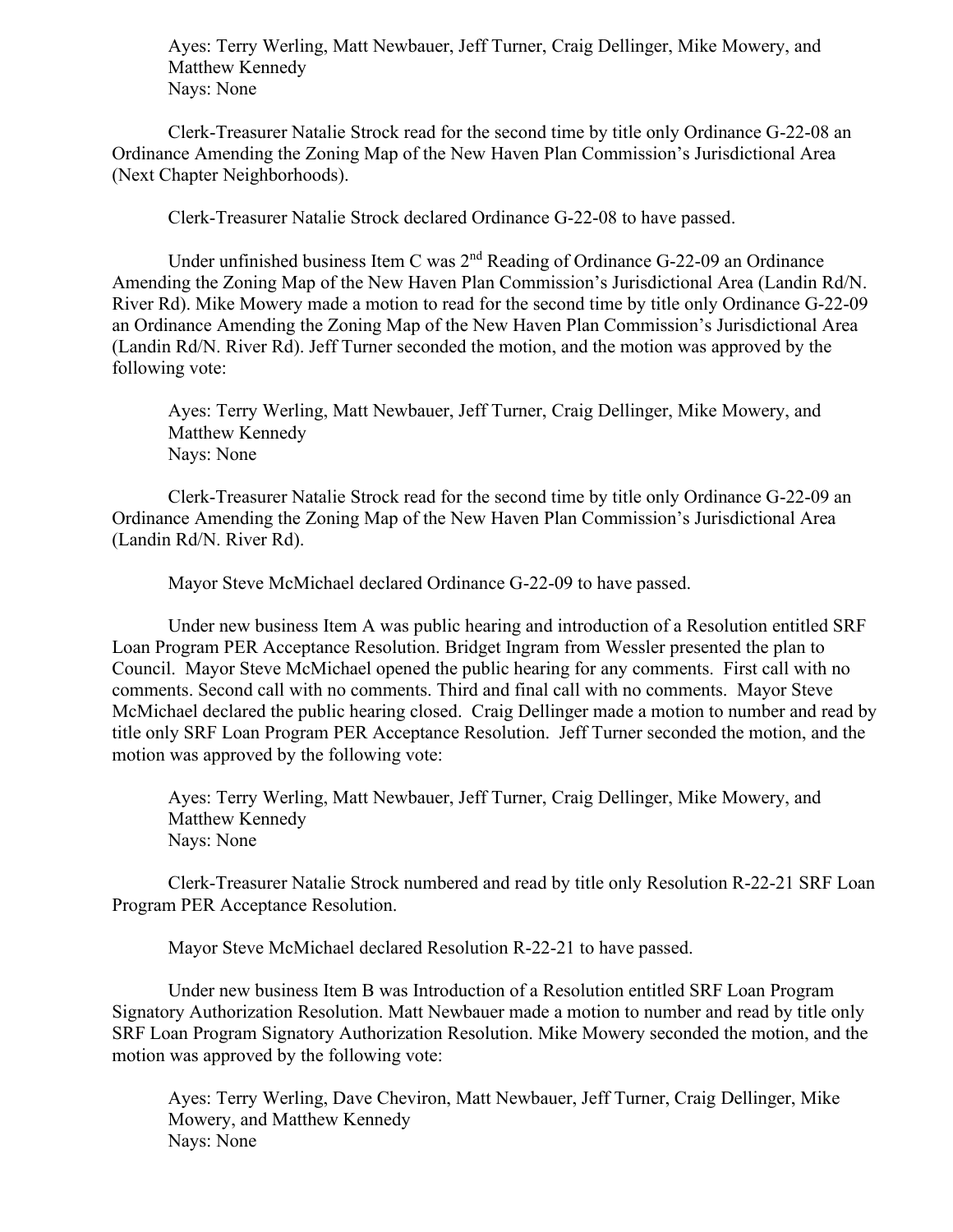Ayes: Terry Werling, Matt Newbauer, Jeff Turner, Craig Dellinger, Mike Mowery, and Matthew Kennedy
Nays: None

Clerk-Treasurer Natalie Strock read for the second time by title only Ordinance G-22-08 an Ordinance Amending the Zoning Map of the New Haven Plan Commission's Jurisdictional Area (Next Chapter Neighborhoods).

Clerk-Treasurer Natalie Strock declared Ordinance G-22-08 to have passed.

Under unfinished business Item C was 2nd Reading of Ordinance G-22-09 an Ordinance Amending the Zoning Map of the New Haven Plan Commission's Jurisdictional Area (Landin Rd/N. River Rd). Mike Mowery made a motion to read for the second time by title only Ordinance G-22-09 an Ordinance Amending the Zoning Map of the New Haven Plan Commission's Jurisdictional Area (Landin Rd/N. River Rd). Jeff Turner seconded the motion, and the motion was approved by the following vote:

Ayes: Terry Werling, Matt Newbauer, Jeff Turner, Craig Dellinger, Mike Mowery, and Matthew Kennedy
Nays: None

Clerk-Treasurer Natalie Strock read for the second time by title only Ordinance G-22-09 an Ordinance Amending the Zoning Map of the New Haven Plan Commission's Jurisdictional Area (Landin Rd/N. River Rd).

Mayor Steve McMichael declared Ordinance G-22-09 to have passed.

Under new business Item A was public hearing and introduction of a Resolution entitled SRF Loan Program PER Acceptance Resolution. Bridget Ingram from Wessler presented the plan to Council. Mayor Steve McMichael opened the public hearing for any comments. First call with no comments. Second call with no comments. Third and final call with no comments. Mayor Steve McMichael declared the public hearing closed. Craig Dellinger made a motion to number and read by title only SRF Loan Program PER Acceptance Resolution. Jeff Turner seconded the motion, and the motion was approved by the following vote:

Ayes: Terry Werling, Matt Newbauer, Jeff Turner, Craig Dellinger, Mike Mowery, and Matthew Kennedy
Nays: None

Clerk-Treasurer Natalie Strock numbered and read by title only Resolution R-22-21 SRF Loan Program PER Acceptance Resolution.

Mayor Steve McMichael declared Resolution R-22-21 to have passed.

Under new business Item B was Introduction of a Resolution entitled SRF Loan Program Signatory Authorization Resolution. Matt Newbauer made a motion to number and read by title only SRF Loan Program Signatory Authorization Resolution. Mike Mowery seconded the motion, and the motion was approved by the following vote:

Ayes: Terry Werling, Dave Cheviron, Matt Newbauer, Jeff Turner, Craig Dellinger, Mike Mowery, and Matthew Kennedy
Nays: None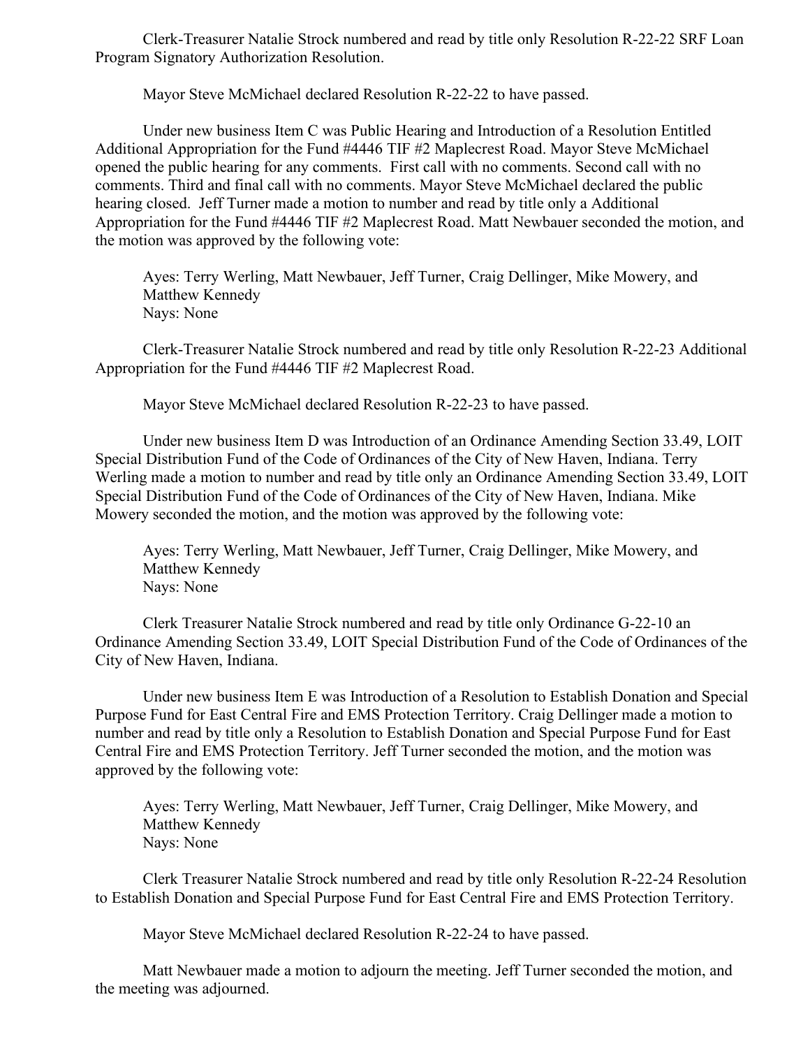Clerk-Treasurer Natalie Strock numbered and read by title only Resolution R-22-22 SRF Loan Program Signatory Authorization Resolution.

Mayor Steve McMichael declared Resolution R-22-22 to have passed.

Under new business Item C was Public Hearing and Introduction of a Resolution Entitled Additional Appropriation for the Fund #4446 TIF #2 Maplecrest Road. Mayor Steve McMichael opened the public hearing for any comments. First call with no comments. Second call with no comments. Third and final call with no comments. Mayor Steve McMichael declared the public hearing closed. Jeff Turner made a motion to number and read by title only a Additional Appropriation for the Fund #4446 TIF #2 Maplecrest Road. Matt Newbauer seconded the motion, and the motion was approved by the following vote:

Ayes: Terry Werling, Matt Newbauer, Jeff Turner, Craig Dellinger, Mike Mowery, and Matthew Kennedy
Nays: None

Clerk-Treasurer Natalie Strock numbered and read by title only Resolution R-22-23 Additional Appropriation for the Fund #4446 TIF #2 Maplecrest Road.

Mayor Steve McMichael declared Resolution R-22-23 to have passed.

Under new business Item D was Introduction of an Ordinance Amending Section 33.49, LOIT Special Distribution Fund of the Code of Ordinances of the City of New Haven, Indiana. Terry Werling made a motion to number and read by title only an Ordinance Amending Section 33.49, LOIT Special Distribution Fund of the Code of Ordinances of the City of New Haven, Indiana. Mike Mowery seconded the motion, and the motion was approved by the following vote:

Ayes: Terry Werling, Matt Newbauer, Jeff Turner, Craig Dellinger, Mike Mowery, and Matthew Kennedy
Nays: None

Clerk Treasurer Natalie Strock numbered and read by title only Ordinance G-22-10 an Ordinance Amending Section 33.49, LOIT Special Distribution Fund of the Code of Ordinances of the City of New Haven, Indiana.

Under new business Item E was Introduction of a Resolution to Establish Donation and Special Purpose Fund for East Central Fire and EMS Protection Territory. Craig Dellinger made a motion to number and read by title only a Resolution to Establish Donation and Special Purpose Fund for East Central Fire and EMS Protection Territory. Jeff Turner seconded the motion, and the motion was approved by the following vote:

Ayes: Terry Werling, Matt Newbauer, Jeff Turner, Craig Dellinger, Mike Mowery, and Matthew Kennedy
Nays: None

Clerk Treasurer Natalie Strock numbered and read by title only Resolution R-22-24 Resolution to Establish Donation and Special Purpose Fund for East Central Fire and EMS Protection Territory.

Mayor Steve McMichael declared Resolution R-22-24 to have passed.

Matt Newbauer made a motion to adjourn the meeting. Jeff Turner seconded the motion, and the meeting was adjourned.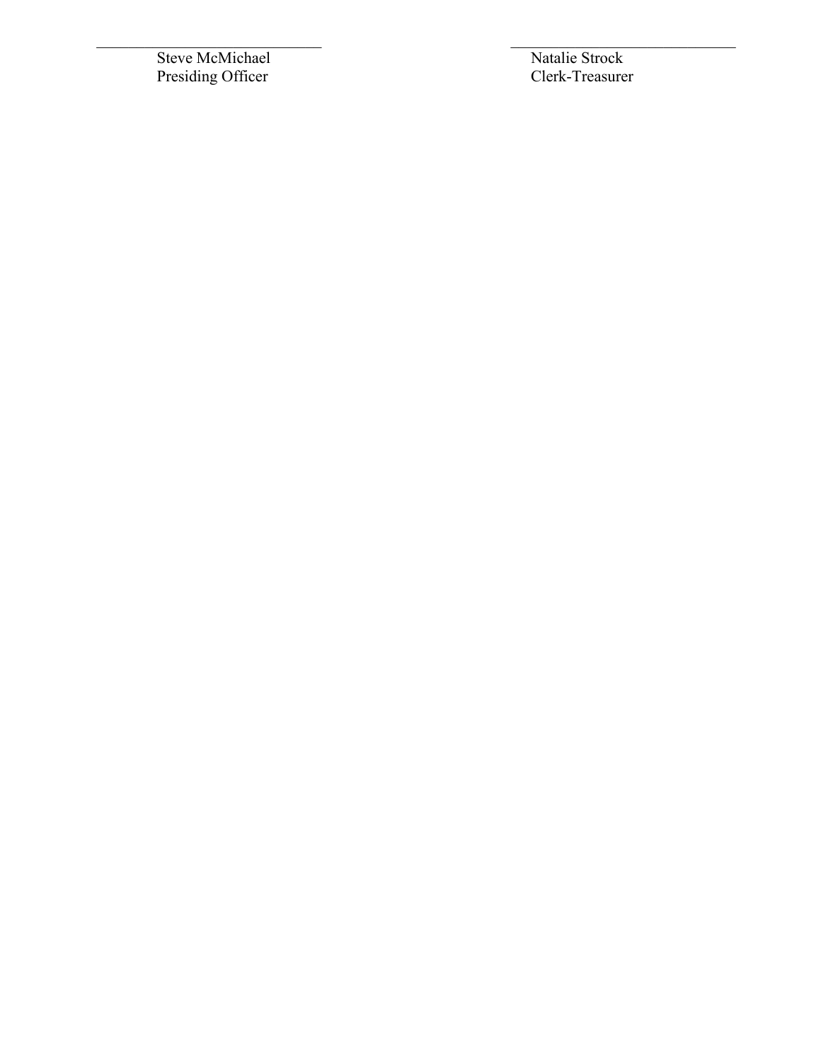\_\_\_\_\_\_\_\_\_\_\_\_\_\_\_\_\_\_\_\_\_\_\_\_\_\_\_\_\_\_
Steve McMichael
Presiding Officer

\_\_\_\_\_\_\_\_\_\_\_\_\_\_\_\_\_\_\_\_\_\_\_\_\_\_\_\_\_\_
Natalie Strock
Clerk-Treasurer